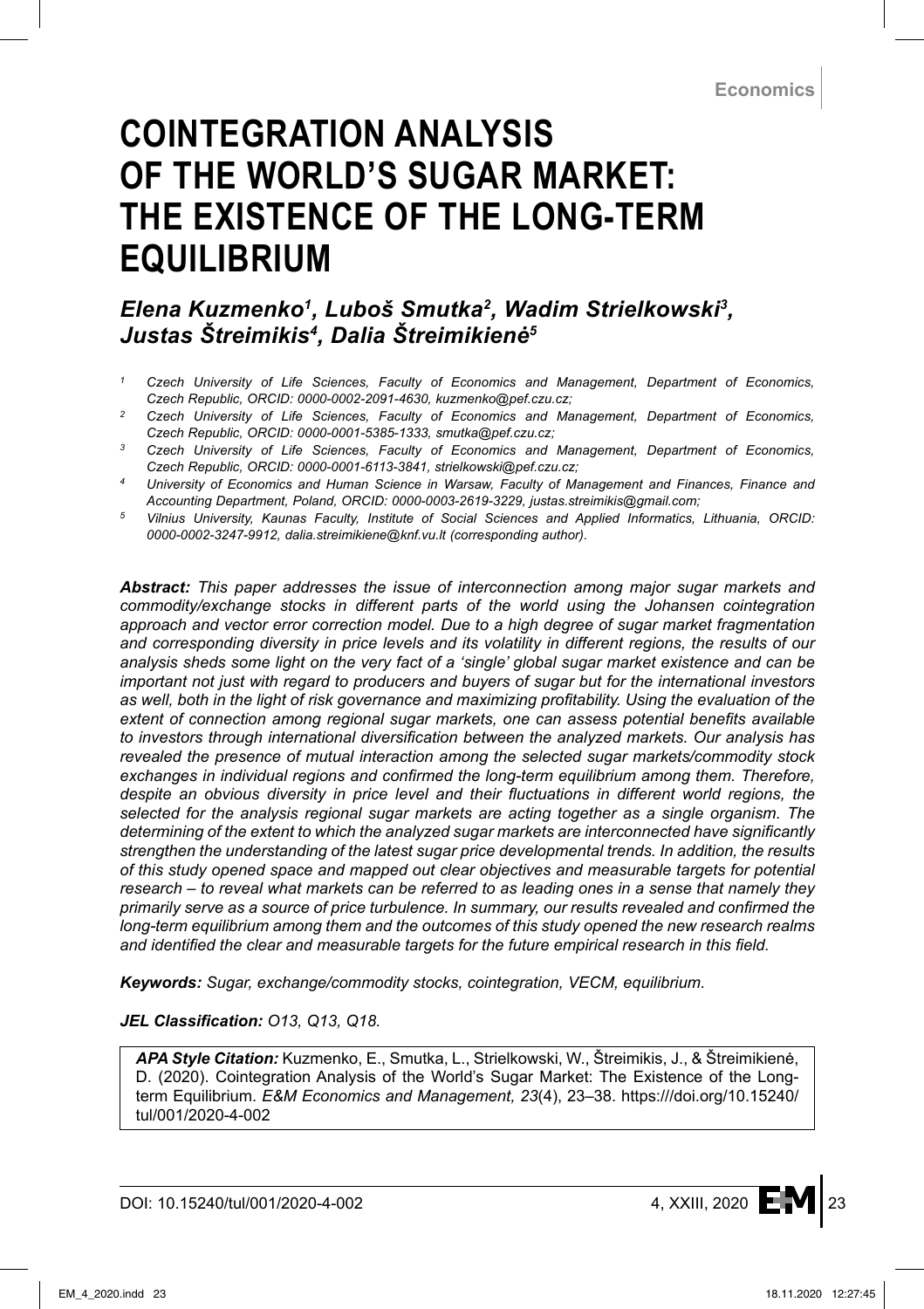Economics

# COINTEGRATION ANALYSIS OF THE WORLD'S SUGAR MARKET: THE EXISTENCE OF THE LONG-TERM EQUILIBRIUM

## *Elena Kuzmenko[1], Luboš Smutka[2], Wadim Strielkowski[3], Justas Štreimikis[4], Dalia Štreimikienė[5]*

*[1] Czech University of Life Sciences, Faculty of Economics and Management, Department of Economics, Czech Republic, ORCID: 0000-0002-2091-4630, kuzmenko@pef.czu.cz;*

*[2] Czech University of Life Sciences, Faculty of Economics and Management, Department of Economics, Czech Republic, ORCID: 0000-0001-5385-1333, smutka@pef.czu.cz;*

*[3] Czech University of Life Sciences, Faculty of Economics and Management, Department of Economics, Czech Republic, ORCID: 0000-0001-6113-3841, strielkowski@pef.czu.cz;*

*[4] University of Economics and Human Science in Warsaw, Faculty of Management and Finances, Finance and Accounting Department, Poland, ORCID: 0000-0003-2619-3229, justas.streimikis@gmail.com;*

*[5] Vilnius University, Kaunas Faculty, Institute of Social Sciences and Applied Informatics, Lithuania, ORCID: 0000-0002-3247-9912, dalia.streimikiene@knf.vu.lt (corresponding author).*

***Abstract:*** *This paper addresses the issue of interconnection among major sugar markets and commodity/exchange stocks in different parts of the world using the Johansen cointegration approach and vector error correction model. Due to a high degree of sugar market fragmentation and corresponding diversity in price levels and its volatility in different regions, the results of our analysis sheds some light on the very fact of a 'single' global sugar market existence and can be important not just with regard to producers and buyers of sugar but for the international investors as well, both in the light of risk governance and maximizing profitability. Using the evaluation of the extent of connection among regional sugar markets, one can assess potential benefits available to investors through international diversification between the analyzed markets. Our analysis has revealed the presence of mutual interaction among the selected sugar markets/commodity stock exchanges in individual regions and confirmed the long-term equilibrium among them. Therefore, despite an obvious diversity in price level and their fluctuations in different world regions, the selected for the analysis regional sugar markets are acting together as a single organism. The determining of the extent to which the analyzed sugar markets are interconnected have significantly strengthen the understanding of the latest sugar price developmental trends. In addition, the results of this study opened space and mapped out clear objectives and measurable targets for potential research – to reveal what markets can be referred to as leading ones in a sense that namely they primarily serve as a source of price turbulence. In summary, our results revealed and confirmed the long-term equilibrium among them and the outcomes of this study opened the new research realms and identified the clear and measurable targets for the future empirical research in this field.*

***Keywords:*** *Sugar, exchange/commodity stocks, cointegration, VECM, equilibrium.*

***JEL Classification:*** *O13, Q13, Q18.*

***APA Style Citation:*** Kuzmenko, E., Smutka, L., Strielkowski, W., Štreimikis, J., & Štreimikienė, D. (2020). Cointegration Analysis of the World's Sugar Market: The Existence of the Long-term Equilibrium. *E&M Economics and Management, 23*(4), 23–38. https:///doi.org/10.15240/tul/001/2020-4-002

DOI: 10.15240/tul/001/2020-4-002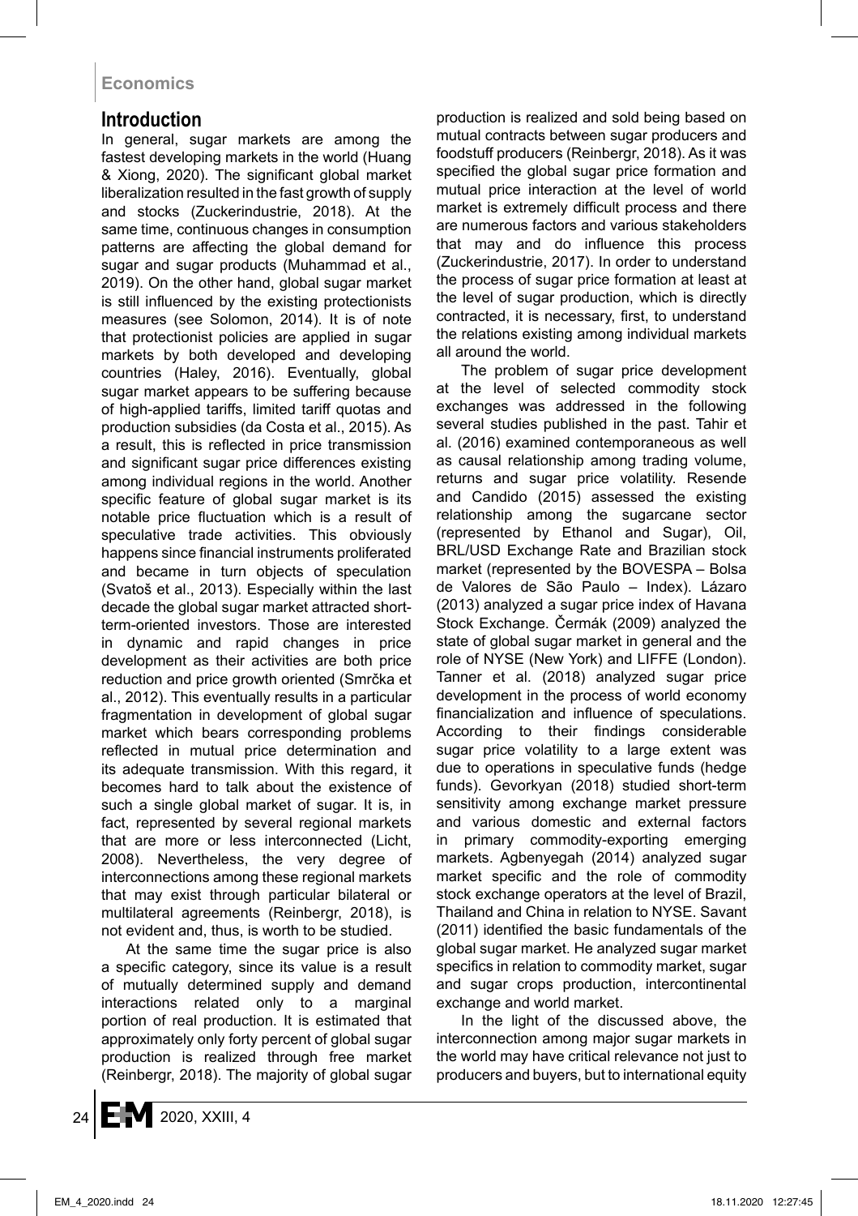## Introduction

In general, sugar markets are among the fastest developing markets in the world (Huang & Xiong, 2020). The significant global market liberalization resulted in the fast growth of supply and stocks (Zuckerindustrie, 2018). At the same time, continuous changes in consumption patterns are affecting the global demand for sugar and sugar products (Muhammad et al., 2019). On the other hand, global sugar market is still influenced by the existing protectionists measures (see Solomon, 2014). It is of note that protectionist policies are applied in sugar markets by both developed and developing countries (Haley, 2016). Eventually, global sugar market appears to be suffering because of high-applied tariffs, limited tariff quotas and production subsidies (da Costa et al., 2015). As a result, this is reflected in price transmission and significant sugar price differences existing among individual regions in the world. Another specific feature of global sugar market is its notable price fluctuation which is a result of speculative trade activities. This obviously happens since financial instruments proliferated and became in turn objects of speculation (Svatoš et al., 2013). Especially within the last decade the global sugar market attracted short-term-oriented investors. Those are interested in dynamic and rapid changes in price development as their activities are both price reduction and price growth oriented (Smrčka et al., 2012). This eventually results in a particular fragmentation in development of global sugar market which bears corresponding problems reflected in mutual price determination and its adequate transmission. With this regard, it becomes hard to talk about the existence of such a single global market of sugar. It is, in fact, represented by several regional markets that are more or less interconnected (Licht, 2008). Nevertheless, the very degree of interconnections among these regional markets that may exist through particular bilateral or multilateral agreements (Reinbergr, 2018), is not evident and, thus, is worth to be studied.

At the same time the sugar price is also a specific category, since its value is a result of mutually determined supply and demand interactions related only to a marginal portion of real production. It is estimated that approximately only forty percent of global sugar production is realized through free market (Reinbergr, 2018). The majority of global sugar production is realized and sold being based on mutual contracts between sugar producers and foodstuff producers (Reinbergr, 2018). As it was specified the global sugar price formation and mutual price interaction at the level of world market is extremely difficult process and there are numerous factors and various stakeholders that may and do influence this process (Zuckerindustrie, 2017). In order to understand the process of sugar price formation at least at the level of sugar production, which is directly contracted, it is necessary, first, to understand the relations existing among individual markets all around the world.

The problem of sugar price development at the level of selected commodity stock exchanges was addressed in the following several studies published in the past. Tahir et al. (2016) examined contemporaneous as well as causal relationship among trading volume, returns and sugar price volatility. Resende and Candido (2015) assessed the existing relationship among the sugarcane sector (represented by Ethanol and Sugar), Oil, BRL/USD Exchange Rate and Brazilian stock market (represented by the BOVESPA – Bolsa de Valores de São Paulo – Index). Lázaro (2013) analyzed a sugar price index of Havana Stock Exchange. Čermák (2009) analyzed the state of global sugar market in general and the role of NYSE (New York) and LIFFE (London). Tanner et al. (2018) analyzed sugar price development in the process of world economy financialization and influence of speculations. According to their findings considerable sugar price volatility to a large extent was due to operations in speculative funds (hedge funds). Gevorkyan (2018) studied short-term sensitivity among exchange market pressure and various domestic and external factors in primary commodity-exporting emerging markets. Agbenyegah (2014) analyzed sugar market specific and the role of commodity stock exchange operators at the level of Brazil, Thailand and China in relation to NYSE. Savant (2011) identified the basic fundamentals of the global sugar market. He analyzed sugar market specifics in relation to commodity market, sugar and sugar crops production, intercontinental exchange and world market.

In the light of the discussed above, the interconnection among major sugar markets in the world may have critical relevance not just to producers and buyers, but to international equity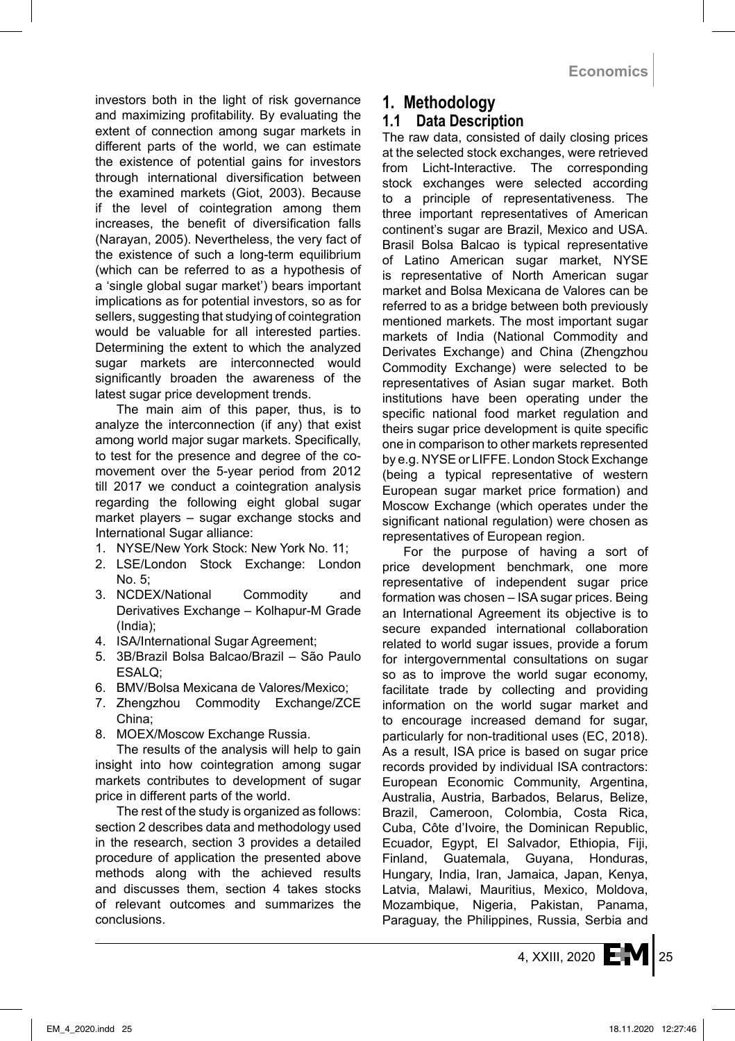investors both in the light of risk governance and maximizing profitability. By evaluating the extent of connection among sugar markets in different parts of the world, we can estimate the existence of potential gains for investors through international diversification between the examined markets (Giot, 2003). Because if the level of cointegration among them increases, the benefit of diversification falls (Narayan, 2005). Nevertheless, the very fact of the existence of such a long-term equilibrium (which can be referred to as a hypothesis of a 'single global sugar market') bears important implications as for potential investors, so as for sellers, suggesting that studying of cointegration would be valuable for all interested parties. Determining the extent to which the analyzed sugar markets are interconnected would significantly broaden the awareness of the latest sugar price development trends.

The main aim of this paper, thus, is to analyze the interconnection (if any) that exist among world major sugar markets. Specifically, to test for the presence and degree of the co-movement over the 5-year period from 2012 till 2017 we conduct a cointegration analysis regarding the following eight global sugar market players – sugar exchange stocks and International Sugar alliance:

1. NYSE/New York Stock: New York No. 11;
2. LSE/London Stock Exchange: London No. 5;
3. NCDEX/National Commodity and Derivatives Exchange – Kolhapur-M Grade (India);
4. ISA/International Sugar Agreement;
5. 3B/Brazil Bolsa Balcao/Brazil – São Paulo ESALQ;
6. BMV/Bolsa Mexicana de Valores/Mexico;
7. Zhengzhou Commodity Exchange/ZCE China;
8. MOEX/Moscow Exchange Russia.

The results of the analysis will help to gain insight into how cointegration among sugar markets contributes to development of sugar price in different parts of the world.

The rest of the study is organized as follows: section 2 describes data and methodology used in the research, section 3 provides a detailed procedure of application the presented above methods along with the achieved results and discusses them, section 4 takes stocks of relevant outcomes and summarizes the conclusions.

# 1. Methodology

## 1.1 Data Description

The raw data, consisted of daily closing prices at the selected stock exchanges, were retrieved from Licht-Interactive. The corresponding stock exchanges were selected according to a principle of representativeness. The three important representatives of American continent's sugar are Brazil, Mexico and USA. Brasil Bolsa Balcao is typical representative of Latino American sugar market, NYSE is representative of North American sugar market and Bolsa Mexicana de Valores can be referred to as a bridge between both previously mentioned markets. The most important sugar markets of India (National Commodity and Derivates Exchange) and China (Zhengzhou Commodity Exchange) were selected to be representatives of Asian sugar market. Both institutions have been operating under the specific national food market regulation and theirs sugar price development is quite specific one in comparison to other markets represented by e.g. NYSE or LIFFE. London Stock Exchange (being a typical representative of western European sugar market price formation) and Moscow Exchange (which operates under the significant national regulation) were chosen as representatives of European region.

For the purpose of having a sort of price development benchmark, one more representative of independent sugar price formation was chosen – ISA sugar prices. Being an International Agreement its objective is to secure expanded international collaboration related to world sugar issues, provide a forum for intergovernmental consultations on sugar so as to improve the world sugar economy, facilitate trade by collecting and providing information on the world sugar market and to encourage increased demand for sugar, particularly for non-traditional uses (EC, 2018). As a result, ISA price is based on sugar price records provided by individual ISA contractors: European Economic Community, Argentina, Australia, Austria, Barbados, Belarus, Belize, Brazil, Cameroon, Colombia, Costa Rica, Cuba, Côte d'Ivoire, the Dominican Republic, Ecuador, Egypt, El Salvador, Ethiopia, Fiji, Finland, Guatemala, Guyana, Honduras, Hungary, India, Iran, Jamaica, Japan, Kenya, Latvia, Malawi, Mauritius, Mexico, Moldova, Mozambique, Nigeria, Pakistan, Panama, Paraguay, the Philippines, Russia, Serbia and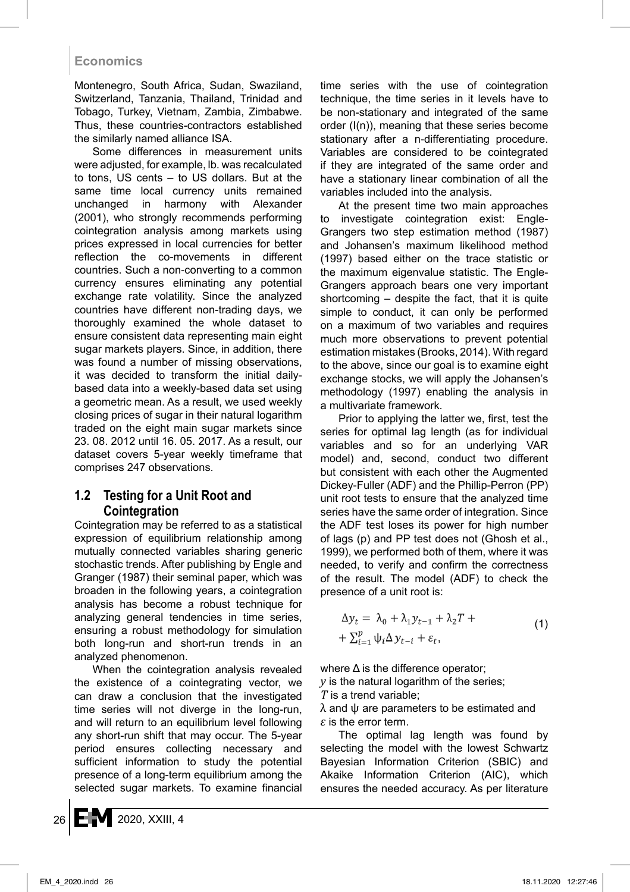Montenegro, South Africa, Sudan, Swaziland, Switzerland, Tanzania, Thailand, Trinidad and Tobago, Turkey, Vietnam, Zambia, Zimbabwe. Thus, these countries-contractors established the similarly named alliance ISA.

Some differences in measurement units were adjusted, for example, lb. was recalculated to tons, US cents – to US dollars. But at the same time local currency units remained unchanged in harmony with Alexander (2001), who strongly recommends performing cointegration analysis among markets using prices expressed in local currencies for better reflection the co-movements in different countries. Such a non-converting to a common currency ensures eliminating any potential exchange rate volatility. Since the analyzed countries have different non-trading days, we thoroughly examined the whole dataset to ensure consistent data representing main eight sugar markets players. Since, in addition, there was found a number of missing observations, it was decided to transform the initial daily-based data into a weekly-based data set using a geometric mean. As a result, we used weekly closing prices of sugar in their natural logarithm traded on the eight main sugar markets since 23. 08. 2012 until 16. 05. 2017. As a result, our dataset covers 5-year weekly timeframe that comprises 247 observations.

## 1.2 Testing for a Unit Root and Cointegration

Cointegration may be referred to as a statistical expression of equilibrium relationship among mutually connected variables sharing generic stochastic trends. After publishing by Engle and Granger (1987) their seminal paper, which was broaden in the following years, a cointegration analysis has become a robust technique for analyzing general tendencies in time series, ensuring a robust methodology for simulation both long-run and short-run trends in an analyzed phenomenon.

When the cointegration analysis revealed the existence of a cointegrating vector, we can draw a conclusion that the investigated time series will not diverge in the long-run, and will return to an equilibrium level following any short-run shift that may occur. The 5-year period ensures collecting necessary and sufficient information to study the potential presence of a long-term equilibrium among the selected sugar markets. To examine financial time series with the use of cointegration technique, the time series in it levels have to be non-stationary and integrated of the same order (I(n)), meaning that these series become stationary after a n-differentiating procedure. Variables are considered to be cointegrated if they are integrated of the same order and have a stationary linear combination of all the variables included into the analysis.

At the present time two main approaches to investigate cointegration exist: Engle-Grangers two step estimation method (1987) and Johansen's maximum likelihood method (1997) based either on the trace statistic or the maximum eigenvalue statistic. The Engle-Grangers approach bears one very important shortcoming – despite the fact, that it is quite simple to conduct, it can only be performed on a maximum of two variables and requires much more observations to prevent potential estimation mistakes (Brooks, 2014). With regard to the above, since our goal is to examine eight exchange stocks, we will apply the Johansen's methodology (1997) enabling the analysis in a multivariate framework.

Prior to applying the latter we, first, test the series for optimal lag length (as for individual variables and so for an underlying VAR model) and, second, conduct two different but consistent with each other the Augmented Dickey-Fuller (ADF) and the Phillip-Perron (PP) unit root tests to ensure that the analyzed time series have the same order of integration. Since the ADF test loses its power for high number of lags (p) and PP test does not (Ghosh et al., 1999), we performed both of them, where it was needed, to verify and confirm the correctness of the result. The model (ADF) to check the presence of a unit root is:

$$\Delta y_t = \lambda_0 + \lambda_1 y_{t-1} + \lambda_2 T + \sum_{i=1}^{p} \psi_i \Delta y_{t-i} + \varepsilon_t, \tag{1}$$

where $\Delta$ is the difference operator;
$y$ is the natural logarithm of the series;
$T$ is a trend variable;
$\lambda$ and $\psi$ are parameters to be estimated and
$\varepsilon$ is the error term.

The optimal lag length was found by selecting the model with the lowest Schwartz Bayesian Information Criterion (SBIC) and Akaike Information Criterion (AIC), which ensures the needed accuracy. As per literature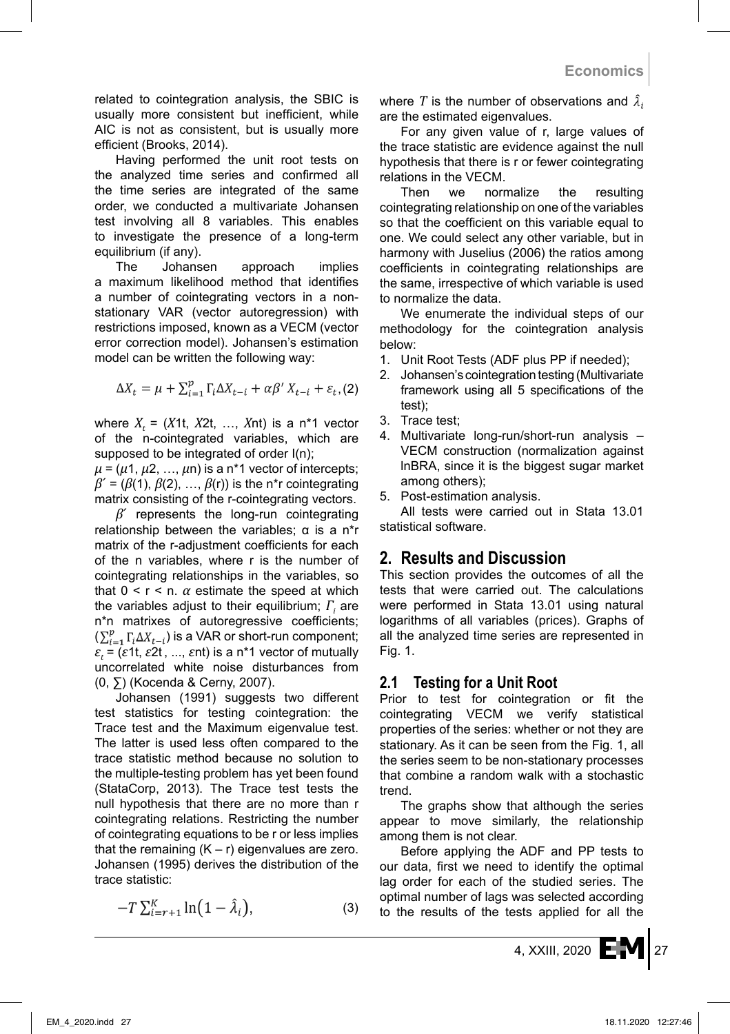related to cointegration analysis, the SBIC is usually more consistent but inefficient, while AIC is not as consistent, but is usually more efficient (Brooks, 2014).

Having performed the unit root tests on the analyzed time series and confirmed all the time series are integrated of the same order, we conducted a multivariate Johansen test involving all 8 variables. This enables to investigate the presence of a long-term equilibrium (if any).

The Johansen approach implies a maximum likelihood method that identifies a number of cointegrating vectors in a non-stationary VAR (vector autoregression) with restrictions imposed, known as a VECM (vector error correction model). Johansen's estimation model can be written the following way:

$$\Delta X_t = \mu + \sum_{i=1}^{p} \Gamma_i \Delta X_{t-i} + \alpha\beta' X_{t-i} + \varepsilon_t, \quad (2)$$

where $X_t$ = ($X$1t, $X$2t, …, $X$nt) is a n*1 vector of the n-cointegrated variables, which are supposed to be integrated of order I(n);

$\mu$ = ($\mu$1, $\mu$2, …, $\mu$n) is a n*1 vector of intercepts; $\beta'$ = ($\beta$(1), $\beta$(2), …, $\beta$(r)) is the n*r cointegrating matrix consisting of the r-cointegrating vectors.

$\beta'$ represents the long-run cointegrating relationship between the variables; α is a n*r matrix of the r-adjustment coefficients for each of the n variables, where r is the number of cointegrating relationships in the variables, so that 0 < r < n. $\alpha$ estimate the speed at which the variables adjust to their equilibrium; $\Gamma_i$ are n*n matrixes of autoregressive coefficients; ($\sum_{i=1}^{p} \Gamma_i \Delta X_{t-i}$) is a VAR or short-run component; $\varepsilon_t$ = ($\varepsilon$1t, $\varepsilon$2t, ..., $\varepsilon$nt) is a n*1 vector of mutually uncorrelated white noise disturbances from (0, ∑) (Kocenda & Cerny, 2007).

Johansen (1991) suggests two different test statistics for testing cointegration: the Trace test and the Maximum eigenvalue test. The latter is used less often compared to the trace statistic method because no solution to the multiple-testing problem has yet been found (StataCorp, 2013). The Trace test tests the null hypothesis that there are no more than r cointegrating relations. Restricting the number of cointegrating equations to be r or less implies that the remaining (K – r) eigenvalues are zero. Johansen (1995) derives the distribution of the trace statistic:

$$-T \sum_{i=r+1}^{K} \ln\left(1 - \hat{\lambda}_i\right), \quad (3)$$

where $T$ is the number of observations and $\hat{\lambda}_i$ are the estimated eigenvalues.

For any given value of r, large values of the trace statistic are evidence against the null hypothesis that there is r or fewer cointegrating relations in the VECM.

Then we normalize the resulting cointegrating relationship on one of the variables so that the coefficient on this variable equal to one. We could select any other variable, but in harmony with Juselius (2006) the ratios among coefficients in cointegrating relationships are the same, irrespective of which variable is used to normalize the data.

We enumerate the individual steps of our methodology for the cointegration analysis below:

1. Unit Root Tests (ADF plus PP if needed);
2. Johansen's cointegration testing (Multivariate framework using all 5 specifications of the test);
3. Trace test;
4. Multivariate long-run/short-run analysis – VECM construction (normalization against lnBRA, since it is the biggest sugar market among others);
5. Post-estimation analysis.

All tests were carried out in Stata 13.01 statistical software.

## 2. Results and Discussion

This section provides the outcomes of all the tests that were carried out. The calculations were performed in Stata 13.01 using natural logarithms of all variables (prices). Graphs of all the analyzed time series are represented in Fig. 1.

### 2.1 Testing for a Unit Root

Prior to test for cointegration or fit the cointegrating VECM we verify statistical properties of the series: whether or not they are stationary. As it can be seen from the Fig. 1, all the series seem to be non-stationary processes that combine a random walk with a stochastic trend.

The graphs show that although the series appear to move similarly, the relationship among them is not clear.

Before applying the ADF and PP tests to our data, first we need to identify the optimal lag order for each of the studied series. The optimal number of lags was selected according to the results of the tests applied for all the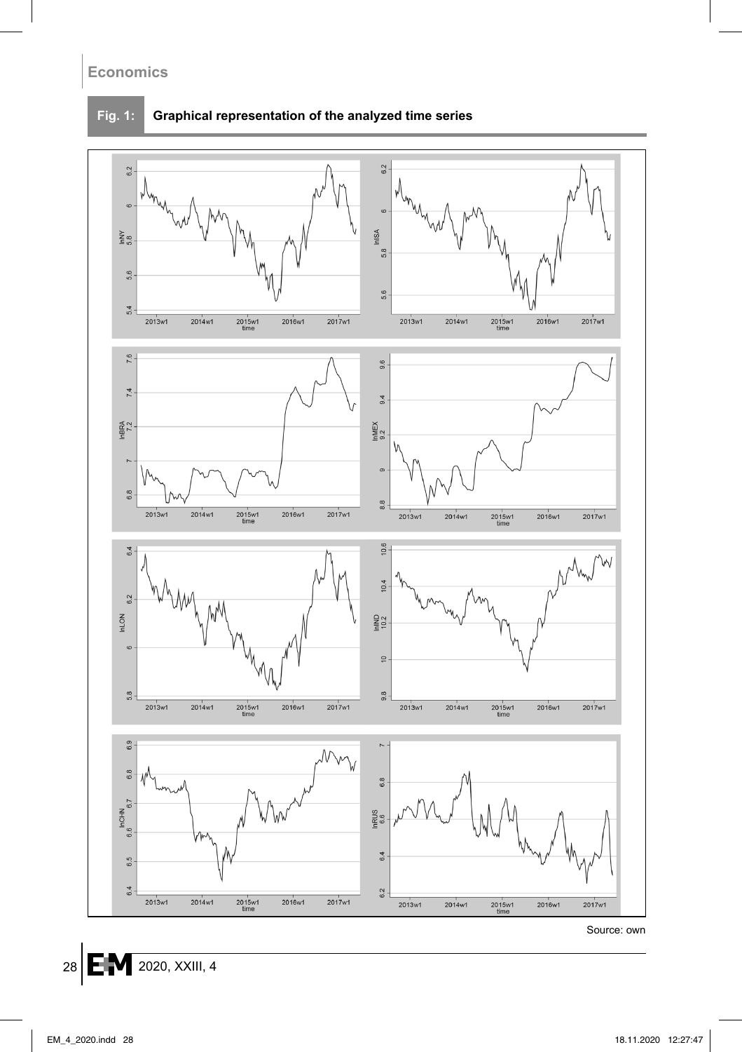**Fig. 1: Graphical representation of the analyzed time series**

Source: own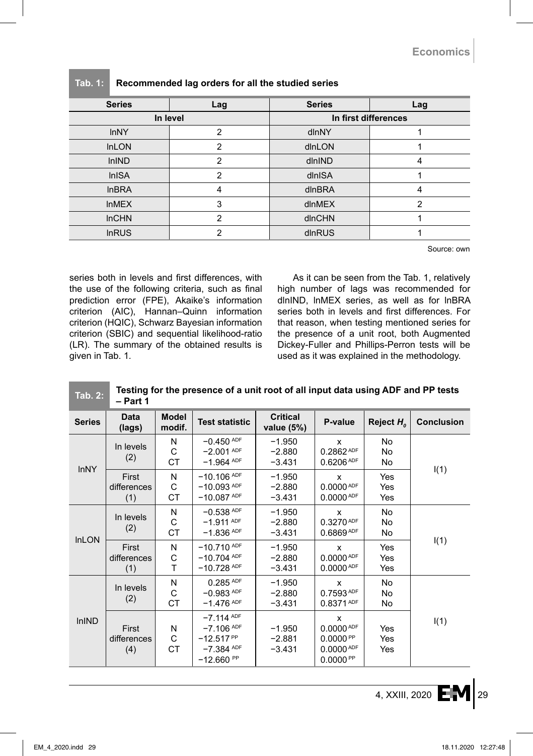**Tab. 1: Recommended lag orders for all the studied series**

| Series | Lag | Series | Lag |
|---|---|---|---|
| In level | | In first differences | |
| lnNY | 2 | dlnNY | 1 |
| lnLON | 2 | dlnLON | 1 |
| lnIND | 2 | dlnIND | 4 |
| lnISA | 2 | dlnISA | 1 |
| lnBRA | 4 | dlnBRA | 4 |
| lnMEX | 3 | dlnMEX | 2 |
| lnCHN | 2 | dlnCHN | 1 |
| lnRUS | 2 | dlnRUS | 1 |

Source: own

series both in levels and first differences, with the use of the following criteria, such as final prediction error (FPE), Akaike's information criterion (AIC), Hannan–Quinn information criterion (HQIC), Schwarz Bayesian information criterion (SBIC) and sequential likelihood-ratio (LR). The summary of the obtained results is given in Tab. 1.

As it can be seen from the Tab. 1, relatively high number of lags was recommended for dlnIND, lnMEX series, as well as for lnBRA series both in levels and first differences. For that reason, when testing mentioned series for the presence of a unit root, both Augmented Dickey-Fuller and Phillips-Perron tests will be used as it was explained in the methodology.

**Tab. 2: Testing for the presence of a unit root of all input data using ADF and PP tests – Part 1**

| Series | Data (lags) | Model modif. | Test statistic | Critical value (5%) | P-value | Reject $H_0$ | Conclusion |
|---|---|---|---|---|---|---|---|
| lnNY | In levels (2) | N<br>C<br>CT | −0.450 ADF<br>−2.001 ADF<br>−1.964 ADF | −1.950<br>−2.880<br>−3.431 | x<br>0.2862 ADF<br>0.6206 ADF | No<br>No<br>No | I(1) |
| | First differences (1) | N<br>C<br>CT | −10.106 ADF<br>−10.093 ADF<br>−10.087 ADF | −1.950<br>−2.880<br>−3.431 | x<br>0.0000 ADF<br>0.0000 ADF | Yes<br>Yes<br>Yes | |
| lnLON | In levels (2) | N<br>C<br>CT | −0.538 ADF<br>−1.911 ADF<br>−1.836 ADF | −1.950<br>−2.880<br>−3.431 | x<br>0.3270 ADF<br>0.6869 ADF | No<br>No<br>No | I(1) |
| | First differences (1) | N<br>C<br>T | −10.710 ADF<br>−10.704 ADF<br>−10.728 ADF | −1.950<br>−2.880<br>−3.431 | x<br>0.0000 ADF<br>0.0000 ADF | Yes<br>Yes<br>Yes | |
| lnIND | In levels (2) | N<br>C<br>CT | 0.285 ADF<br>−0.983 ADF<br>−1.476 ADF | −1.950<br>−2.880<br>−3.431 | x<br>0.7593 ADF<br>0.8371 ADF | No<br>No<br>No | I(1) |
| | First differences (4) | N<br>C<br>CT | −7.114 ADF<br>−7.106 ADF<br>−12.517 PP<br>−7.384 ADF<br>−12.660 PP | −1.950<br>−2.881<br>−3.431 | x<br>0.0000 ADF<br>0.0000 PP<br>0.0000 ADF<br>0.0000 PP | Yes<br>Yes<br>Yes | |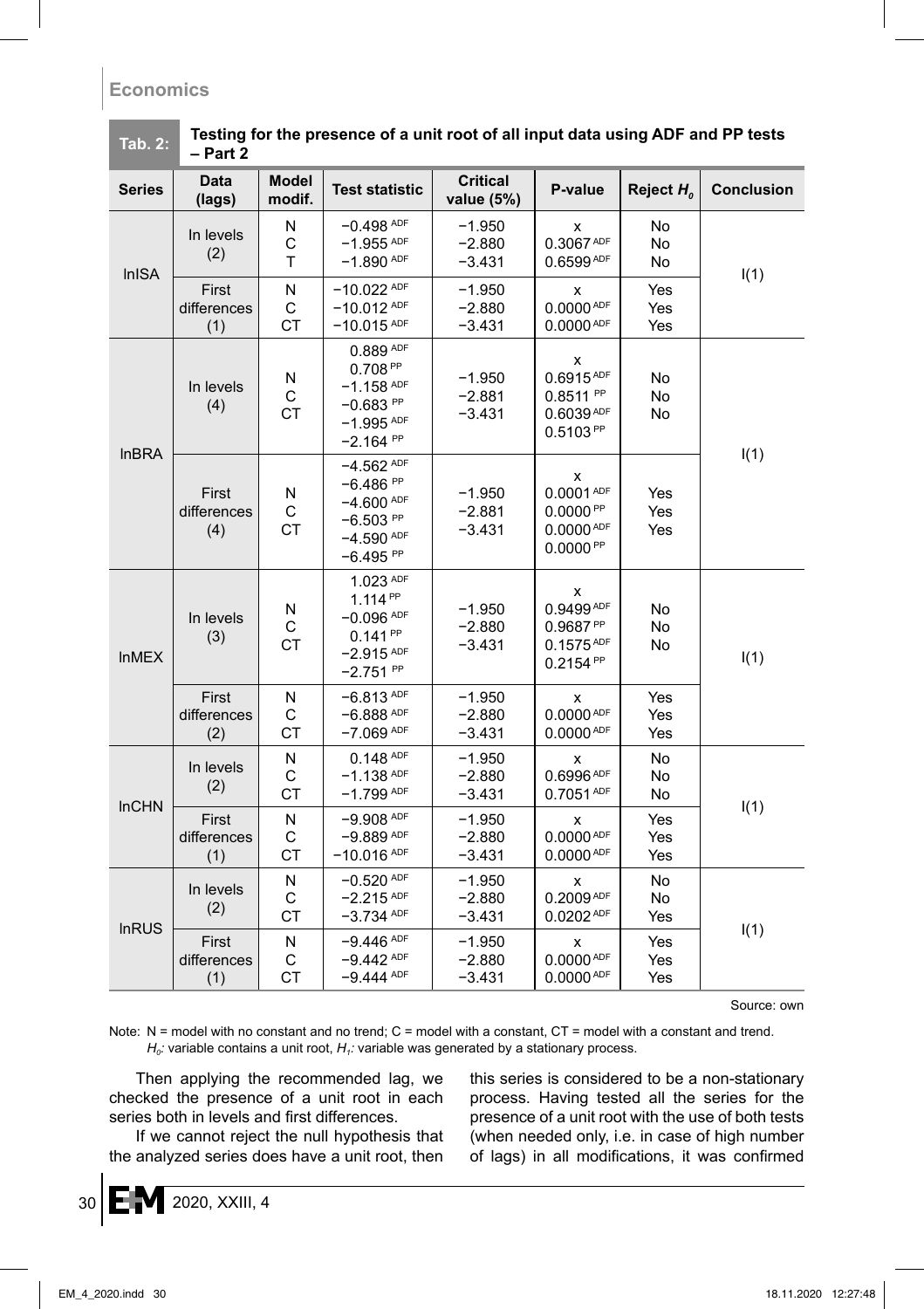**Tab. 2: Testing for the presence of a unit root of all input data using ADF and PP tests – Part 2**

| Series | Data (lags) | Model modif. | Test statistic | Critical value (5%) | P-value | Reject $H_0$ | Conclusion |
|---|---|---|---|---|---|---|---|
| lnISA | In levels (2) | N<br>C<br>T | −0.498 ADF<br>−1.955 ADF<br>−1.890 ADF | −1.950<br>−2.880<br>−3.431 | x<br>0.3067 ADF<br>0.6599 ADF | No<br>No<br>No | I(1) |
| | First differences (1) | N<br>C<br>CT | −10.022 ADF<br>−10.012 ADF<br>−10.015 ADF | −1.950<br>−2.880<br>−3.431 | x<br>0.0000 ADF<br>0.0000 ADF | Yes<br>Yes<br>Yes | |
| lnBRA | In levels (4) | N<br>C<br>CT | 0.889 ADF<br>0.708 PP<br>−1.158 ADF<br>−0.683 PP<br>−1.995 ADF<br>−2.164 PP | −1.950<br>−2.881<br>−3.431 | x<br>0.6915 ADF<br>0.8511 PP<br>0.6039 ADF<br>0.5103 PP | No<br>No<br>No | I(1) |
| | First differences (4) | N<br>C<br>CT | −4.562 ADF<br>−6.486 PP<br>−4.600 ADF<br>−6.503 PP<br>−4.590 ADF<br>−6.495 PP | −1.950<br>−2.881<br>−3.431 | x<br>0.0001 ADF<br>0.0000 PP<br>0.0000 ADF<br>0.0000 PP | Yes<br>Yes<br>Yes | |
| lnMEX | In levels (3) | N<br>C<br>CT | 1.023 ADF<br>1.114 PP<br>−0.096 ADF<br>0.141 PP<br>−2.915 ADF<br>−2.751 PP | −1.950<br>−2.880<br>−3.431 | x<br>0.9499 ADF<br>0.9687 PP<br>0.1575 ADF<br>0.2154 PP | No<br>No<br>No | I(1) |
| | First differences (2) | N<br>C<br>CT | −6.813 ADF<br>−6.888 ADF<br>−7.069 ADF | −1.950<br>−2.880<br>−3.431 | x<br>0.0000 ADF<br>0.0000 ADF | Yes<br>Yes<br>Yes | |
| lnCHN | In levels (2) | N<br>C<br>CT | 0.148 ADF<br>−1.138 ADF<br>−1.799 ADF | −1.950<br>−2.880<br>−3.431 | x<br>0.6996 ADF<br>0.7051 ADF | No<br>No<br>No | I(1) |
| | First differences (1) | N<br>C<br>CT | −9.908 ADF<br>−9.889 ADF<br>−10.016 ADF | −1.950<br>−2.880<br>−3.431 | x<br>0.0000 ADF<br>0.0000 ADF | Yes<br>Yes<br>Yes | |
| lnRUS | In levels (2) | N<br>C<br>CT | −0.520 ADF<br>−2.215 ADF<br>−3.734 ADF | −1.950<br>−2.880<br>−3.431 | x<br>0.2009 ADF<br>0.0202 ADF | No<br>No<br>Yes | I(1) |
| | First differences (1) | N<br>C<br>CT | −9.446 ADF<br>−9.442 ADF<br>−9.444 ADF | −1.950<br>−2.880<br>−3.431 | x<br>0.0000 ADF<br>0.0000 ADF | Yes<br>Yes<br>Yes | |

Source: own

Note: N = model with no constant and no trend; C = model with a constant, CT = model with a constant and trend.
$H_0$: variable contains a unit root, $H_1$: variable was generated by a stationary process.

Then applying the recommended lag, we checked the presence of a unit root in each series both in levels and first differences.

If we cannot reject the null hypothesis that the analyzed series does have a unit root, then this series is considered to be a non-stationary process. Having tested all the series for the presence of a unit root with the use of both tests (when needed only, i.e. in case of high number of lags) in all modifications, it was confirmed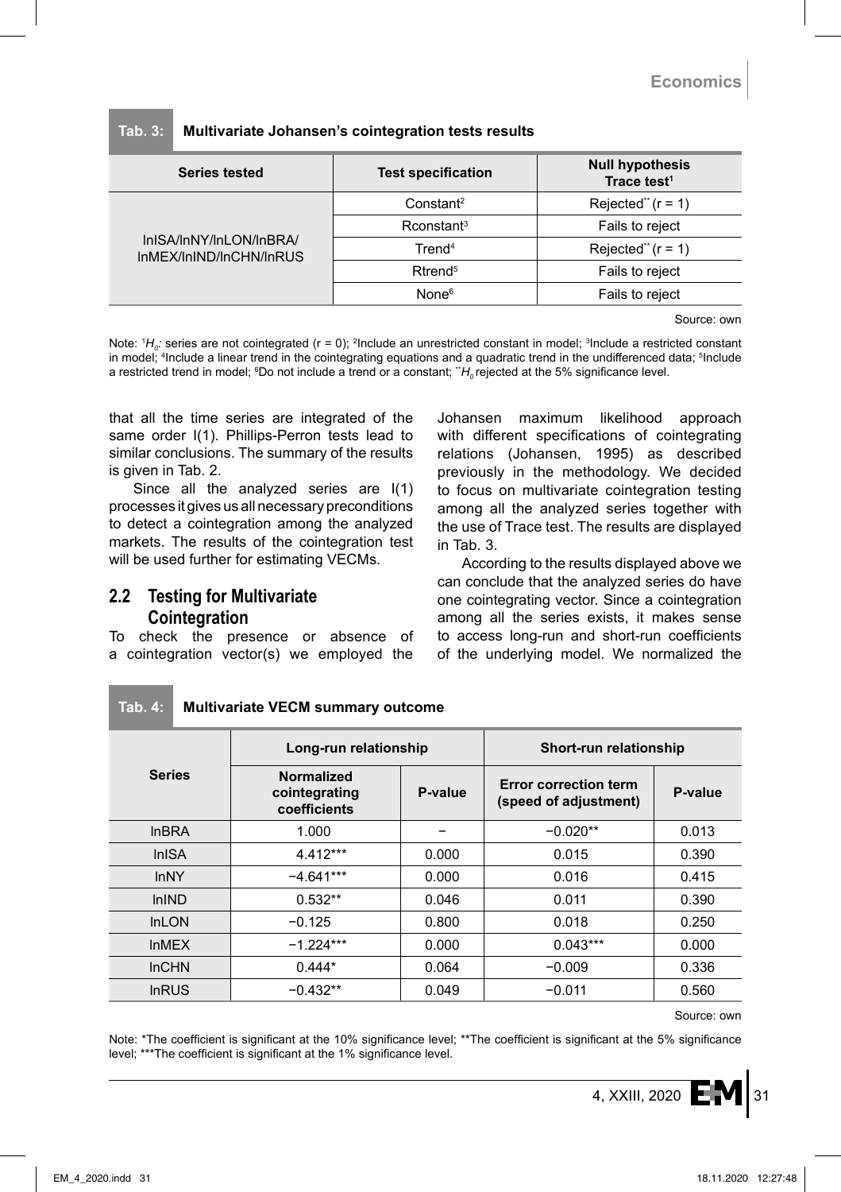**Tab. 3: Multivariate Johansen's cointegration tests results**

| Series tested | Test specification | Null hypothesis Trace test[1] |
|---|---|---|
| lnISA/lnNY/lnLON/lnBRA/ lnMEX/lnIND/lnCHN/lnRUS | Constant[2] | Rejected** (r = 1) |
| | Rconstant[3] | Fails to reject |
| | Trend[4] | Rejected** (r = 1) |
| | Rtrend[5] | Fails to reject |
| | None[6] | Fails to reject |

Source: own

Note: [1]$H_0$: series are not cointegrated (r = 0); [2]Include an unrestricted constant in model; [3]Include a restricted constant in model; [4]Include a linear trend in the cointegrating equations and a quadratic trend in the undifferenced data; [5]Include a restricted trend in model; [6]Do not include a trend or a constant; **$H_0$ rejected at the 5% significance level.

that all the time series are integrated of the same order I(1). Phillips-Perron tests lead to similar conclusions. The summary of the results is given in Tab. 2.

Since all the analyzed series are I(1) processes it gives us all necessary preconditions to detect a cointegration among the analyzed markets. The results of the cointegration test will be used further for estimating VECMs.

## 2.2 Testing for Multivariate Cointegration

To check the presence or absence of a cointegration vector(s) we employed the Johansen maximum likelihood approach with different specifications of cointegrating relations (Johansen, 1995) as described previously in the methodology. We decided to focus on multivariate cointegration testing among all the analyzed series together with the use of Trace test. The results are displayed in Tab. 3.

According to the results displayed above we can conclude that the analyzed series do have one cointegrating vector. Since a cointegration among all the series exists, it makes sense to access long-run and short-run coefficients of the underlying model. We normalized the

**Tab. 4: Multivariate VECM summary outcome**

| Series | Long-run relationship | | Short-run relationship | |
|---|---|---|---|---|
| | Normalized cointegrating coefficients | P-value | Error correction term (speed of adjustment) | P-value |
| lnBRA | 1.000 | − | −0.020** | 0.013 |
| lnISA | 4.412*** | 0.000 | 0.015 | 0.390 |
| lnNY | −4.641*** | 0.000 | 0.016 | 0.415 |
| lnIND | 0.532** | 0.046 | 0.011 | 0.390 |
| lnLON | −0.125 | 0.800 | 0.018 | 0.250 |
| lnMEX | −1.224*** | 0.000 | 0.043*** | 0.000 |
| lnCHN | 0.444* | 0.064 | −0.009 | 0.336 |
| lnRUS | −0.432** | 0.049 | −0.011 | 0.560 |

Source: own

Note: *The coefficient is significant at the 10% significance level; **The coefficient is significant at the 5% significance level; ***The coefficient is significant at the 1% significance level.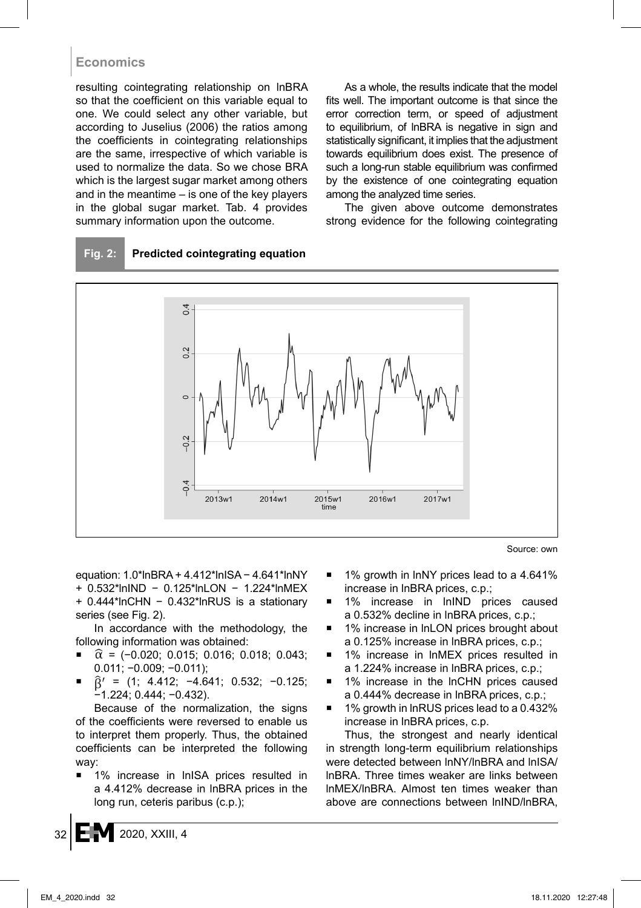resulting cointegrating relationship on lnBRA so that the coefficient on this variable equal to one. We could select any other variable, but according to Juselius (2006) the ratios among the coefficients in cointegrating relationships are the same, irrespective of which variable is used to normalize the data. So we chose BRA which is the largest sugar market among others and in the meantime – is one of the key players in the global sugar market. Tab. 4 provides summary information upon the outcome.

As a whole, the results indicate that the model fits well. The important outcome is that since the error correction term, or speed of adjustment to equilibrium, of lnBRA is negative in sign and statistically significant, it implies that the adjustment towards equilibrium does exist. The presence of such a long-run stable equilibrium was confirmed by the existence of one cointegrating equation among the analyzed time series.

The given above outcome demonstrates strong evidence for the following cointegrating

**Fig. 2: Predicted cointegrating equation**

Source: own

equation: 1.0\*lnBRA + 4.412\*lnISA − 4.641\*lnNY + 0.532\*lnIND − 0.125\*lnLON − 1.224\*lnMEX + 0.444\*lnCHN − 0.432\*lnRUS is a stationary series (see Fig. 2).

In accordance with the methodology, the following information was obtained:

- $\hat{\alpha}$ = (−0.020; 0.015; 0.016; 0.018; 0.043; 0.011; −0.009; −0.011);
- $\hat{\beta}'$ = (1; 4.412; −4.641; 0.532; −0.125; −1.224; 0.444; −0.432).

Because of the normalization, the signs of the coefficients were reversed to enable us to interpret them properly. Thus, the obtained coefficients can be interpreted the following way:

- 1% increase in lnISA prices resulted in a 4.412% decrease in lnBRA prices in the long run, ceteris paribus (c.p.);
- 1% growth in lnNY prices lead to a 4.641% increase in lnBRA prices, c.p.;
- 1% increase in lnIND prices caused a 0.532% decline in lnBRA prices, c.p.;
- 1% increase in lnLON prices brought about a 0.125% increase in lnBRA prices, c.p.;
- 1% increase in lnMEX prices resulted in a 1.224% increase in lnBRA prices, c.p.;
- 1% increase in the lnCHN prices caused a 0.444% decrease in lnBRA prices, c.p.;
- 1% growth in lnRUS prices lead to a 0.432% increase in lnBRA prices, c.p.

Thus, the strongest and nearly identical in strength long-term equilibrium relationships were detected between lnNY/lnBRA and lnISA/lnBRA. Three times weaker are links between lnMEX/lnBRA. Almost ten times weaker than above are connections between lnIND/lnBRA,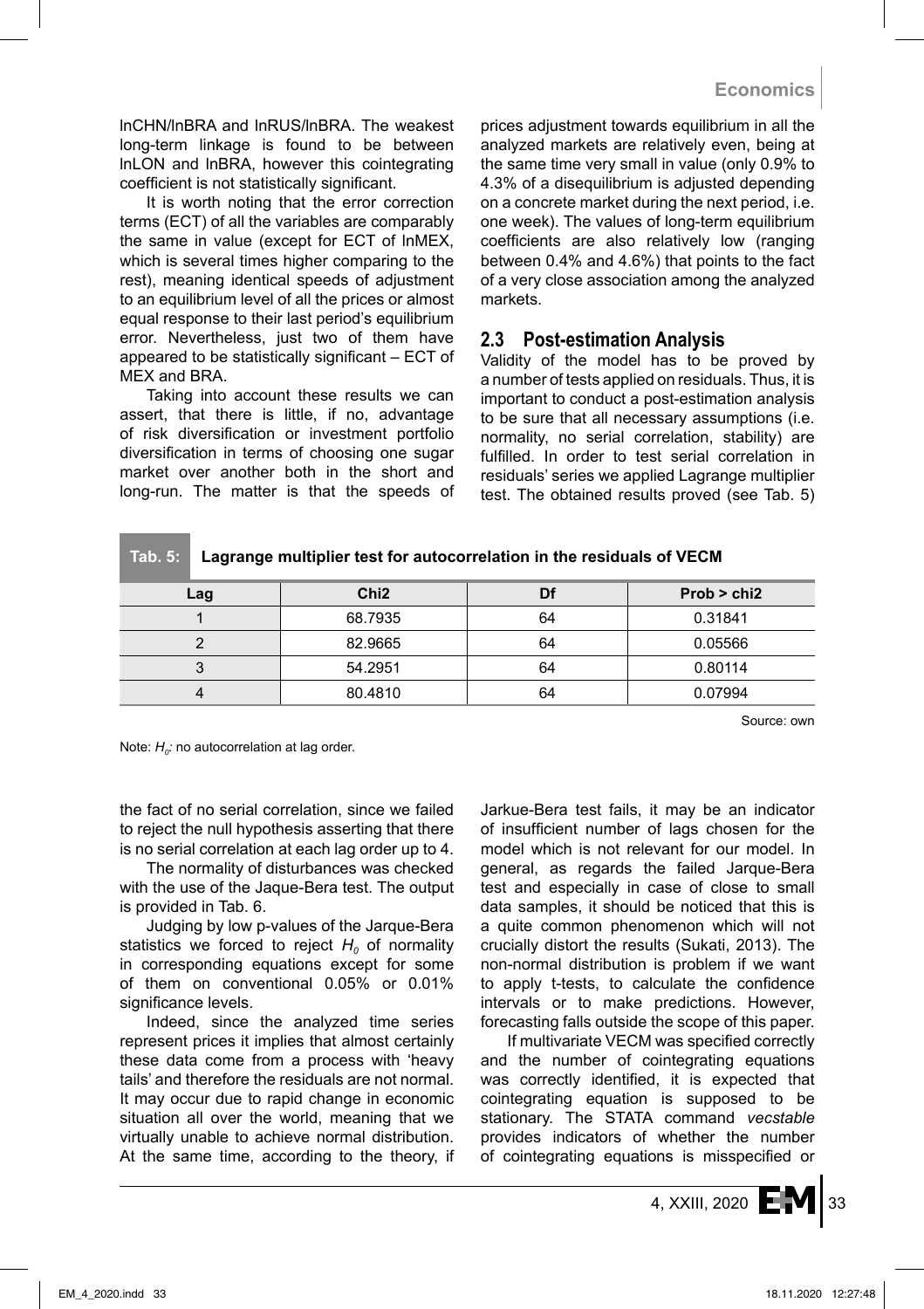lnCHN/lnBRA and lnRUS/lnBRA. The weakest long-term linkage is found to be between lnLON and lnBRA, however this cointegrating coefficient is not statistically significant.

It is worth noting that the error correction terms (ECT) of all the variables are comparably the same in value (except for ECT of lnMEX, which is several times higher comparing to the rest), meaning identical speeds of adjustment to an equilibrium level of all the prices or almost equal response to their last period's equilibrium error. Nevertheless, just two of them have appeared to be statistically significant – ECT of MEX and BRA.

Taking into account these results we can assert, that there is little, if no, advantage of risk diversification or investment portfolio diversification in terms of choosing one sugar market over another both in the short and long-run. The matter is that the speeds of prices adjustment towards equilibrium in all the analyzed markets are relatively even, being at the same time very small in value (only 0.9% to 4.3% of a disequilibrium is adjusted depending on a concrete market during the next period, i.e. one week). The values of long-term equilibrium coefficients are also relatively low (ranging between 0.4% and 4.6%) that points to the fact of a very close association among the analyzed markets.

## 2.3 Post-estimation Analysis

Validity of the model has to be proved by a number of tests applied on residuals. Thus, it is important to conduct a post-estimation analysis to be sure that all necessary assumptions (i.e. normality, no serial correlation, stability) are fulfilled. In order to test serial correlation in residuals' series we applied Lagrange multiplier test. The obtained results proved (see Tab. 5) the fact of no serial correlation, since we failed to reject the null hypothesis asserting that there is no serial correlation at each lag order up to 4.

**Tab. 5: Lagrange multiplier test for autocorrelation in the residuals of VECM**

| Lag | Chi2 | Df | Prob > chi2 |
|---|---|---|---|
| 1 | 68.7935 | 64 | 0.31841 |
| 2 | 82.9665 | 64 | 0.05566 |
| 3 | 54.2951 | 64 | 0.80114 |
| 4 | 80.4810 | 64 | 0.07994 |

Source: own

Note: $H_0$: no autocorrelation at lag order.

The normality of disturbances was checked with the use of the Jaque-Bera test. The output is provided in Tab. 6.

Judging by low p-values of the Jarque-Bera statistics we forced to reject $H_0$ of normality in corresponding equations except for some of them on conventional 0.05% or 0.01% significance levels.

Indeed, since the analyzed time series represent prices it implies that almost certainly these data come from a process with 'heavy tails' and therefore the residuals are not normal. It may occur due to rapid change in economic situation all over the world, meaning that we virtually unable to achieve normal distribution. At the same time, according to the theory, if Jarkue-Bera test fails, it may be an indicator of insufficient number of lags chosen for the model which is not relevant for our model. In general, as regards the failed Jarque-Bera test and especially in case of close to small data samples, it should be noticed that this is a quite common phenomenon which will not crucially distort the results (Sukati, 2013). The non-normal distribution is problem if we want to apply t-tests, to calculate the confidence intervals or to make predictions. However, forecasting falls outside the scope of this paper.

If multivariate VECM was specified correctly and the number of cointegrating equations was correctly identified, it is expected that cointegrating equation is supposed to be stationary. The STATA command *vecstable* provides indicators of whether the number of cointegrating equations is misspecified or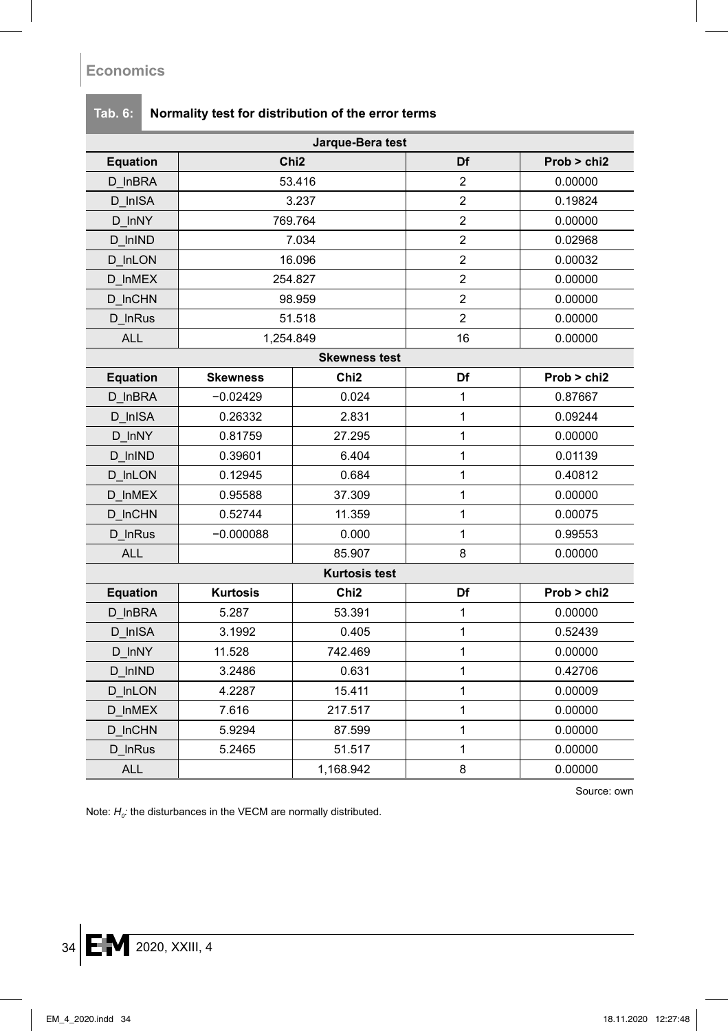**Tab. 6: Normality test for distribution of the error terms**

| Jarque-Bera test | | | | |
|---|---|---|---|---|
| **Equation** | **Chi2** | | **Df** | **Prob > chi2** |
| D_lnBRA | 53.416 | | 2 | 0.00000 |
| D_lnISA | 3.237 | | 2 | 0.19824 |
| D_lnNY | 769.764 | | 2 | 0.00000 |
| D_lnIND | 7.034 | | 2 | 0.02968 |
| D_lnLON | 16.096 | | 2 | 0.00032 |
| D_lnMEX | 254.827 | | 2 | 0.00000 |
| D_lnCHN | 98.959 | | 2 | 0.00000 |
| D_lnRus | 51.518 | | 2 | 0.00000 |
| ALL | 1,254.849 | | 16 | 0.00000 |
| **Skewness test** | | | | |
| **Equation** | **Skewness** | **Chi2** | **Df** | **Prob > chi2** |
| D_lnBRA | −0.02429 | 0.024 | 1 | 0.87667 |
| D_lnISA | 0.26332 | 2.831 | 1 | 0.09244 |
| D_lnNY | 0.81759 | 27.295 | 1 | 0.00000 |
| D_lnIND | 0.39601 | 6.404 | 1 | 0.01139 |
| D_lnLON | 0.12945 | 0.684 | 1 | 0.40812 |
| D_lnMEX | 0.95588 | 37.309 | 1 | 0.00000 |
| D_lnCHN | 0.52744 | 11.359 | 1 | 0.00075 |
| D_lnRus | −0.000088 | 0.000 | 1 | 0.99553 |
| ALL | | 85.907 | 8 | 0.00000 |
| **Kurtosis test** | | | | |
| **Equation** | **Kurtosis** | **Chi2** | **Df** | **Prob > chi2** |
| D_lnBRA | 5.287 | 53.391 | 1 | 0.00000 |
| D_lnISA | 3.1992 | 0.405 | 1 | 0.52439 |
| D_lnNY | 11.528 | 742.469 | 1 | 0.00000 |
| D_lnIND | 3.2486 | 0.631 | 1 | 0.42706 |
| D_lnLON | 4.2287 | 15.411 | 1 | 0.00009 |
| D_lnMEX | 7.616 | 217.517 | 1 | 0.00000 |
| D_lnCHN | 5.9294 | 87.599 | 1 | 0.00000 |
| D_lnRus | 5.2465 | 51.517 | 1 | 0.00000 |
| ALL | | 1,168.942 | 8 | 0.00000 |

Source: own

Note: $H_0$: the disturbances in the VECM are normally distributed.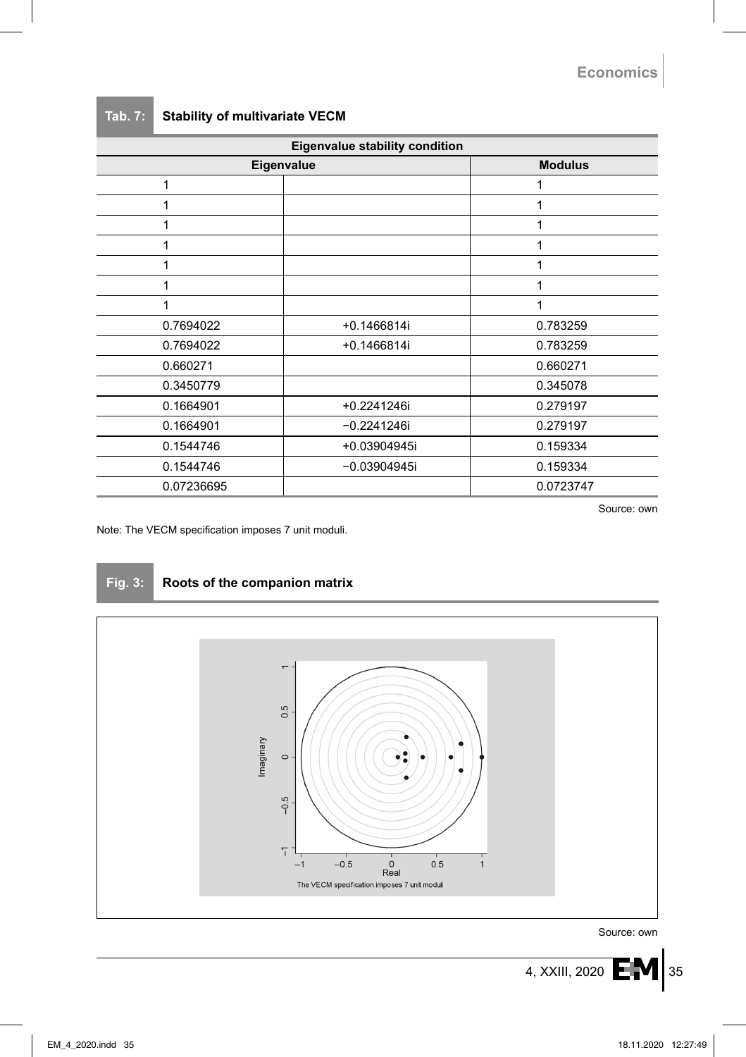**Tab. 7: Stability of multivariate VECM**

| Eigenvalue stability condition | | |
|---|---|---|
| Eigenvalue | | Modulus |
| 1 | | 1 |
| 1 | | 1 |
| 1 | | 1 |
| 1 | | 1 |
| 1 | | 1 |
| 1 | | 1 |
| 1 | | 1 |
| 0.7694022 | +0.1466814i | 0.783259 |
| 0.7694022 | +0.1466814i | 0.783259 |
| 0.660271 | | 0.660271 |
| 0.3450779 | | 0.345078 |
| 0.1664901 | +0.2241246i | 0.279197 |
| 0.1664901 | −0.2241246i | 0.279197 |
| 0.1544746 | +0.03904945i | 0.159334 |
| 0.1544746 | −0.03904945i | 0.159334 |
| 0.07236695 | | 0.0723747 |

Source: own

Note: The VECM specification imposes 7 unit moduli.

**Fig. 3: Roots of the companion matrix**

Source: own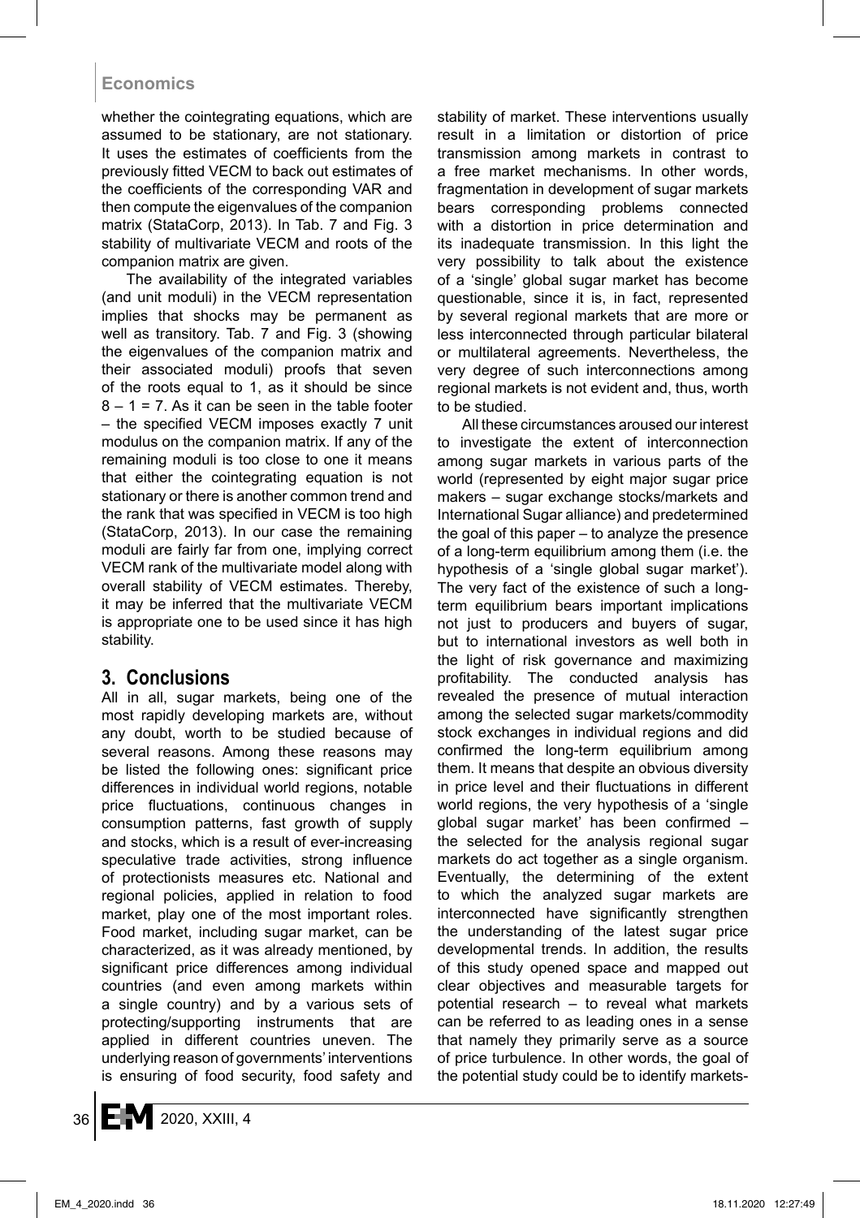whether the cointegrating equations, which are assumed to be stationary, are not stationary. It uses the estimates of coefficients from the previously fitted VECM to back out estimates of the coefficients of the corresponding VAR and then compute the eigenvalues of the companion matrix (StataCorp, 2013). In Tab. 7 and Fig. 3 stability of multivariate VECM and roots of the companion matrix are given.

The availability of the integrated variables (and unit moduli) in the VECM representation implies that shocks may be permanent as well as transitory. Tab. 7 and Fig. 3 (showing the eigenvalues of the companion matrix and their associated moduli) proofs that seven of the roots equal to 1, as it should be since $8 - 1 = 7$. As it can be seen in the table footer – the specified VECM imposes exactly 7 unit modulus on the companion matrix. If any of the remaining moduli is too close to one it means that either the cointegrating equation is not stationary or there is another common trend and the rank that was specified in VECM is too high (StataCorp, 2013). In our case the remaining moduli are fairly far from one, implying correct VECM rank of the multivariate model along with overall stability of VECM estimates. Thereby, it may be inferred that the multivariate VECM is appropriate one to be used since it has high stability.

## 3. Conclusions

All in all, sugar markets, being one of the most rapidly developing markets are, without any doubt, worth to be studied because of several reasons. Among these reasons may be listed the following ones: significant price differences in individual world regions, notable price fluctuations, continuous changes in consumption patterns, fast growth of supply and stocks, which is a result of ever-increasing speculative trade activities, strong influence of protectionists measures etc. National and regional policies, applied in relation to food market, play one of the most important roles. Food market, including sugar market, can be characterized, as it was already mentioned, by significant price differences among individual countries (and even among markets within a single country) and by a various sets of protecting/supporting instruments that are applied in different countries uneven. The underlying reason of governments' interventions is ensuring of food security, food safety and stability of market. These interventions usually result in a limitation or distortion of price transmission among markets in contrast to a free market mechanisms. In other words, fragmentation in development of sugar markets bears corresponding problems connected with a distortion in price determination and its inadequate transmission. In this light the very possibility to talk about the existence of a 'single' global sugar market has become questionable, since it is, in fact, represented by several regional markets that are more or less interconnected through particular bilateral or multilateral agreements. Nevertheless, the very degree of such interconnections among regional markets is not evident and, thus, worth to be studied.

All these circumstances aroused our interest to investigate the extent of interconnection among sugar markets in various parts of the world (represented by eight major sugar price makers – sugar exchange stocks/markets and International Sugar alliance) and predetermined the goal of this paper – to analyze the presence of a long-term equilibrium among them (i.e. the hypothesis of a 'single global sugar market'). The very fact of the existence of such a long-term equilibrium bears important implications not just to producers and buyers of sugar, but to international investors as well both in the light of risk governance and maximizing profitability. The conducted analysis has revealed the presence of mutual interaction among the selected sugar markets/commodity stock exchanges in individual regions and did confirmed the long-term equilibrium among them. It means that despite an obvious diversity in price level and their fluctuations in different world regions, the very hypothesis of a 'single global sugar market' has been confirmed – the selected for the analysis regional sugar markets do act together as a single organism. Eventually, the determining of the extent to which the analyzed sugar markets are interconnected have significantly strengthen the understanding of the latest sugar price developmental trends. In addition, the results of this study opened space and mapped out clear objectives and measurable targets for potential research – to reveal what markets can be referred to as leading ones in a sense that namely they primarily serve as a source of price turbulence. In other words, the goal of the potential study could be to identify markets-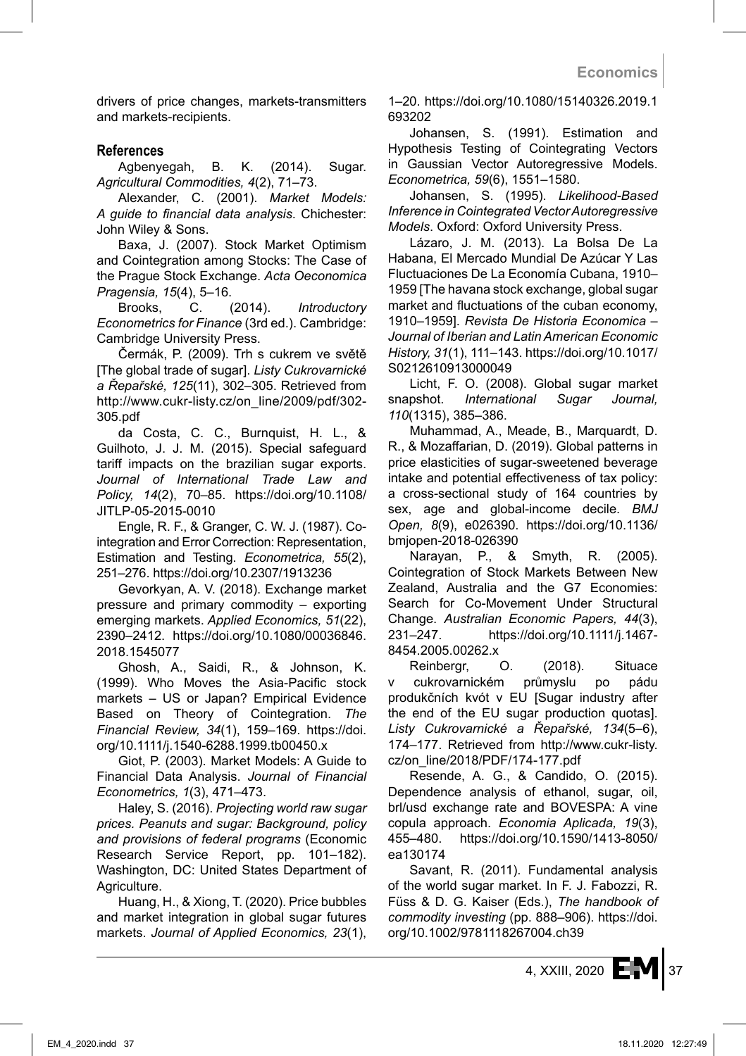drivers of price changes, markets-transmitters and markets-recipients.

## References

Agbenyegah, B. K. (2014). Sugar. *Agricultural Commodities, 4*(2), 71–73.

Alexander, C. (2001). *Market Models: A guide to financial data analysis*. Chichester: John Wiley & Sons.

Baxa, J. (2007). Stock Market Optimism and Cointegration among Stocks: The Case of the Prague Stock Exchange. *Acta Oeconomica Pragensia, 15*(4), 5–16.

Brooks, C. (2014). *Introductory Econometrics for Finance* (3rd ed.). Cambridge: Cambridge University Press.

Čermák, P. (2009). Trh s cukrem ve světě [The global trade of sugar]. *Listy Cukrovarnické a Řepařské, 125*(11), 302–305. Retrieved from http://www.cukr-listy.cz/on_line/2009/pdf/302-305.pdf

da Costa, C. C., Burnquist, H. L., & Guilhoto, J. J. M. (2015). Special safeguard tariff impacts on the brazilian sugar exports. *Journal of International Trade Law and Policy, 14*(2), 70–85. https://doi.org/10.1108/JITLP-05-2015-0010

Engle, R. F., & Granger, C. W. J. (1987). Co-integration and Error Correction: Representation, Estimation and Testing. *Econometrica, 55*(2), 251–276. https://doi.org/10.2307/1913236

Gevorkyan, A. V. (2018). Exchange market pressure and primary commodity – exporting emerging markets. *Applied Economics, 51*(22), 2390–2412. https://doi.org/10.1080/00036846.2018.1545077

Ghosh, A., Saidi, R., & Johnson, K. (1999). Who Moves the Asia-Pacific stock markets – US or Japan? Empirical Evidence Based on Theory of Cointegration. *The Financial Review, 34*(1), 159–169. https://doi.org/10.1111/j.1540-6288.1999.tb00450.x

Giot, P. (2003). Market Models: A Guide to Financial Data Analysis. *Journal of Financial Econometrics, 1*(3), 471–473.

Haley, S. (2016). *Projecting world raw sugar prices. Peanuts and sugar: Background, policy and provisions of federal programs* (Economic Research Service Report, pp. 101–182). Washington, DC: United States Department of Agriculture.

Huang, H., & Xiong, T. (2020). Price bubbles and market integration in global sugar futures markets. *Journal of Applied Economics, 23*(1), 1–20. https://doi.org/10.1080/15140326.2019.1693202

Johansen, S. (1991). Estimation and Hypothesis Testing of Cointegrating Vectors in Gaussian Vector Autoregressive Models. *Econometrica, 59*(6), 1551–1580.

Johansen, S. (1995). *Likelihood-Based Inference in Cointegrated Vector Autoregressive Models*. Oxford: Oxford University Press.

Lázaro, J. M. (2013). La Bolsa De La Habana, El Mercado Mundial De Azúcar Y Las Fluctuaciones De La Economía Cubana, 1910–1959 [The havana stock exchange, global sugar market and fluctuations of the cuban economy, 1910–1959]. *Revista De Historia Economica – Journal of Iberian and Latin American Economic History, 31*(1), 111–143. https://doi.org/10.1017/S0212610913000049

Licht, F. O. (2008). Global sugar market snapshot. *International Sugar Journal, 110*(1315), 385–386.

Muhammad, A., Meade, B., Marquardt, D. R., & Mozaffarian, D. (2019). Global patterns in price elasticities of sugar-sweetened beverage intake and potential effectiveness of tax policy: a cross-sectional study of 164 countries by sex, age and global-income decile. *BMJ Open, 8*(9), e026390. https://doi.org/10.1136/bmjopen-2018-026390

Narayan, P., & Smyth, R. (2005). Cointegration of Stock Markets Between New Zealand, Australia and the G7 Economies: Search for Co-Movement Under Structural Change. *Australian Economic Papers, 44*(3), 231–247. https://doi.org/10.1111/j.1467-8454.2005.00262.x

Reinbergr, O. (2018). Situace v cukrovarnickém průmyslu po pádu produkčních kvót v EU [Sugar industry after the end of the EU sugar production quotas]. *Listy Cukrovarnické a Řepařské, 134*(5–6), 174–177. Retrieved from http://www.cukr-listy.cz/on_line/2018/PDF/174-177.pdf

Resende, A. G., & Candido, O. (2015). Dependence analysis of ethanol, sugar, oil, brl/usd exchange rate and BOVESPA: A vine copula approach. *Economia Aplicada, 19*(3), 455–480. https://doi.org/10.1590/1413-8050/ea130174

Savant, R. (2011). Fundamental analysis of the world sugar market. In F. J. Fabozzi, R. Füss & D. G. Kaiser (Eds.), *The handbook of commodity investing* (pp. 888–906). https://doi.org/10.1002/9781118267004.ch39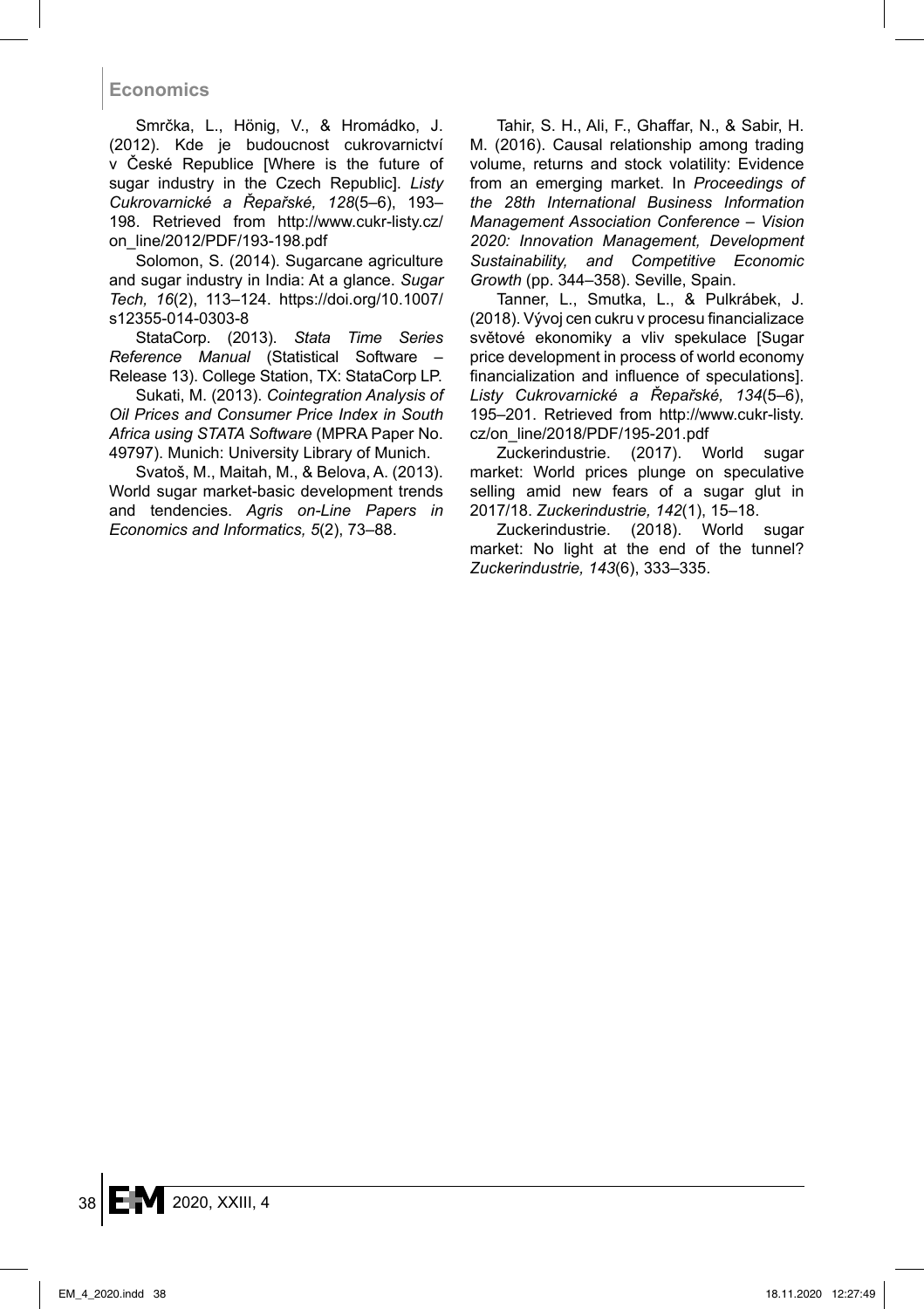Smrčka, L., Hönig, V., & Hromádko, J. (2012). Kde je budoucnost cukrovarnictví v České Republice [Where is the future of sugar industry in the Czech Republic]. *Listy Cukrovarnické a Řepařské, 128*(5–6), 193–198. Retrieved from http://www.cukr-listy.cz/on_line/2012/PDF/193-198.pdf

Solomon, S. (2014). Sugarcane agriculture and sugar industry in India: At a glance. *Sugar Tech, 16*(2), 113–124. https://doi.org/10.1007/s12355-014-0303-8

StataCorp. (2013). *Stata Time Series Reference Manual* (Statistical Software – Release 13). College Station, TX: StataCorp LP.

Sukati, M. (2013). *Cointegration Analysis of Oil Prices and Consumer Price Index in South Africa using STATA Software* (MPRA Paper No. 49797). Munich: University Library of Munich.

Svatoš, M., Maitah, M., & Belova, A. (2013). World sugar market-basic development trends and tendencies. *Agris on-Line Papers in Economics and Informatics, 5*(2), 73–88.

Tahir, S. H., Ali, F., Ghaffar, N., & Sabir, H. M. (2016). Causal relationship among trading volume, returns and stock volatility: Evidence from an emerging market. In *Proceedings of the 28th International Business Information Management Association Conference – Vision 2020: Innovation Management, Development Sustainability, and Competitive Economic Growth* (pp. 344–358). Seville, Spain.

Tanner, L., Smutka, L., & Pulkrábek, J. (2018). Vývoj cen cukru v procesu financializace světové ekonomiky a vliv spekulace [Sugar price development in process of world economy financialization and influence of speculations]. *Listy Cukrovarnické a Řepařské, 134*(5–6), 195–201. Retrieved from http://www.cukr-listy.cz/on_line/2018/PDF/195-201.pdf

Zuckerindustrie. (2017). World sugar market: World prices plunge on speculative selling amid new fears of a sugar glut in 2017/18. *Zuckerindustrie, 142*(1), 15–18.

Zuckerindustrie. (2018). World sugar market: No light at the end of the tunnel? *Zuckerindustrie, 143*(6), 333–335.